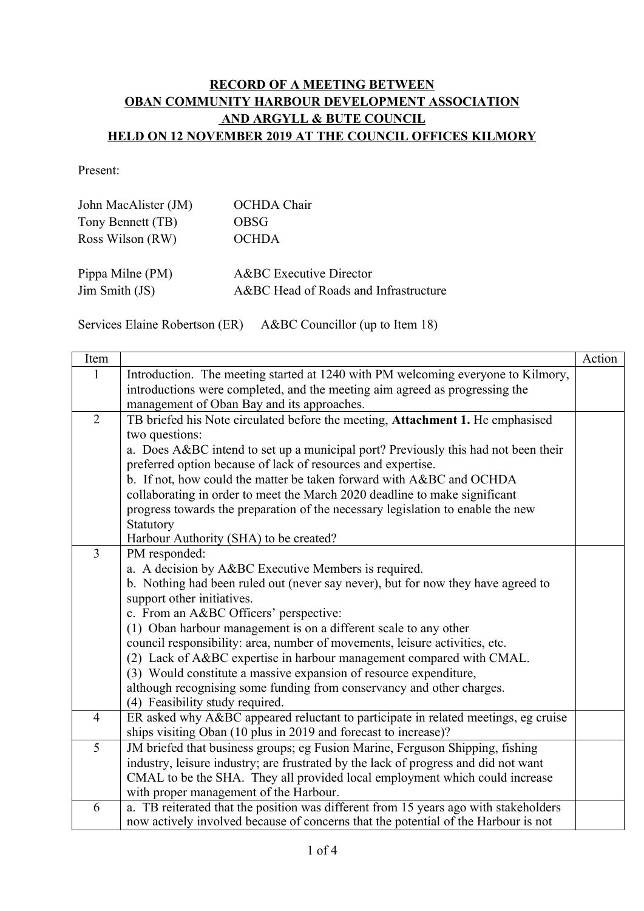**RECORD OF A MEETING BETWEEN**
**OBAN COMMUNITY HARBOUR DEVELOPMENT ASSOCIATION**
**AND ARGYLL & BUTE COUNCIL**
**HELD ON 12 NOVEMBER 2019 AT THE COUNCIL OFFICES KILMORY**

Present:

| | |
|---|---|
| John MacAlister (JM) | OCHDA Chair |
| Tony Bennett (TB) | OBSG |
| Ross Wilson (RW) | OCHDA |
| | |
| Pippa Milne (PM) | A&BC Executive Director |
| Jim Smith (JS) | A&BC Head of Roads and Infrastructure |

Services Elaine Robertson (ER) A&BC Councillor (up to Item 18)

| Item | | Action |
|---|---|---|
| 1 | Introduction. The meeting started at 1240 with PM welcoming everyone to Kilmory, introductions were completed, and the meeting aim agreed as progressing the management of Oban Bay and its approaches. | |
| 2 | TB briefed his Note circulated before the meeting, **Attachment 1.** He emphasised two questions:<br>a. Does A&BC intend to set up a municipal port? Previously this had not been their preferred option because of lack of resources and expertise.<br>b. If not, how could the matter be taken forward with A&BC and OCHDA collaborating in order to meet the March 2020 deadline to make significant progress towards the preparation of the necessary legislation to enable the new Statutory Harbour Authority (SHA) to be created? | |
| 3 | PM responded:<br>a. A decision by A&BC Executive Members is required.<br>b. Nothing had been ruled out (never say never), but for now they have agreed to support other initiatives.<br>c. From an A&BC Officers' perspective:<br>(1) Oban harbour management is on a different scale to any other council responsibility: area, number of movements, leisure activities, etc.<br>(2) Lack of A&BC expertise in harbour management compared with CMAL.<br>(3) Would constitute a massive expansion of resource expenditure, although recognising some funding from conservancy and other charges.<br>(4) Feasibility study required. | |
| 4 | ER asked why A&BC appeared reluctant to participate in related meetings, eg cruise ships visiting Oban (10 plus in 2019 and forecast to increase)? | |
| 5 | JM briefed that business groups; eg Fusion Marine, Ferguson Shipping, fishing industry, leisure industry; are frustrated by the lack of progress and did not want CMAL to be the SHA. They all provided local employment which could increase with proper management of the Harbour. | |
| 6 | a. TB reiterated that the position was different from 15 years ago with stakeholders now actively involved because of concerns that the potential of the Harbour is not | |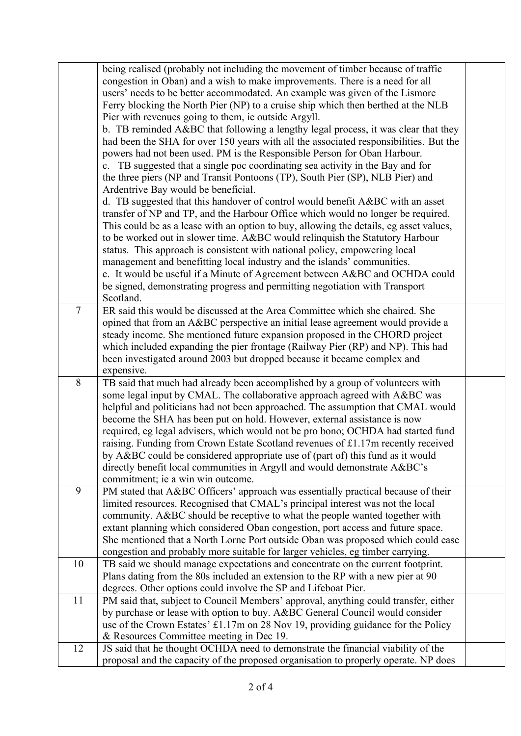| | | |
|---|---|---|
| | being realised (probably not including the movement of timber because of traffic congestion in Oban) and a wish to make improvements. There is a need for all users' needs to be better accommodated. An example was given of the Lismore Ferry blocking the North Pier (NP) to a cruise ship which then berthed at the NLB Pier with revenues going to them, ie outside Argyll.<br>b. TB reminded A&BC that following a lengthy legal process, it was clear that they had been the SHA for over 150 years with all the associated responsibilities. But the powers had not been used. PM is the Responsible Person for Oban Harbour.<br>c. TB suggested that a single poc coordinating sea activity in the Bay and for the three piers (NP and Transit Pontoons (TP), South Pier (SP), NLB Pier) and Ardentrive Bay would be beneficial.<br>d. TB suggested that this handover of control would benefit A&BC with an asset transfer of NP and TP, and the Harbour Office which would no longer be required. This could be as a lease with an option to buy, allowing the details, eg asset values, to be worked out in slower time. A&BC would relinquish the Statutory Harbour status. This approach is consistent with national policy, empowering local management and benefitting local industry and the islands' communities.<br>e. It would be useful if a Minute of Agreement between A&BC and OCHDA could be signed, demonstrating progress and permitting negotiation with Transport Scotland. | |
| 7 | ER said this would be discussed at the Area Committee which she chaired. She opined that from an A&BC perspective an initial lease agreement would provide a steady income. She mentioned future expansion proposed in the CHORD project which included expanding the pier frontage (Railway Pier (RP) and NP). This had been investigated around 2003 but dropped because it became complex and expensive. | |
| 8 | TB said that much had already been accomplished by a group of volunteers with some legal input by CMAL. The collaborative approach agreed with A&BC was helpful and politicians had not been approached. The assumption that CMAL would become the SHA has been put on hold. However, external assistance is now required, eg legal advisers, which would not be pro bono; OCHDA had started fund raising. Funding from Crown Estate Scotland revenues of £1.17m recently received by A&BC could be considered appropriate use of (part of) this fund as it would directly benefit local communities in Argyll and would demonstrate A&BC's commitment; ie a win win outcome. | |
| 9 | PM stated that A&BC Officers' approach was essentially practical because of their limited resources. Recognised that CMAL's principal interest was not the local community. A&BC should be receptive to what the people wanted together with extant planning which considered Oban congestion, port access and future space. She mentioned that a North Lorne Port outside Oban was proposed which could ease congestion and probably more suitable for larger vehicles, eg timber carrying. | |
| 10 | TB said we should manage expectations and concentrate on the current footprint. Plans dating from the 80s included an extension to the RP with a new pier at 90 degrees. Other options could involve the SP and Lifeboat Pier. | |
| 11 | PM said that, subject to Council Members' approval, anything could transfer, either by purchase or lease with option to buy. A&BC General Council would consider use of the Crown Estates' £1.17m on 28 Nov 19, providing guidance for the Policy & Resources Committee meeting in Dec 19. | |
| 12 | JS said that he thought OCHDA need to demonstrate the financial viability of the proposal and the capacity of the proposed organisation to properly operate. NP does | |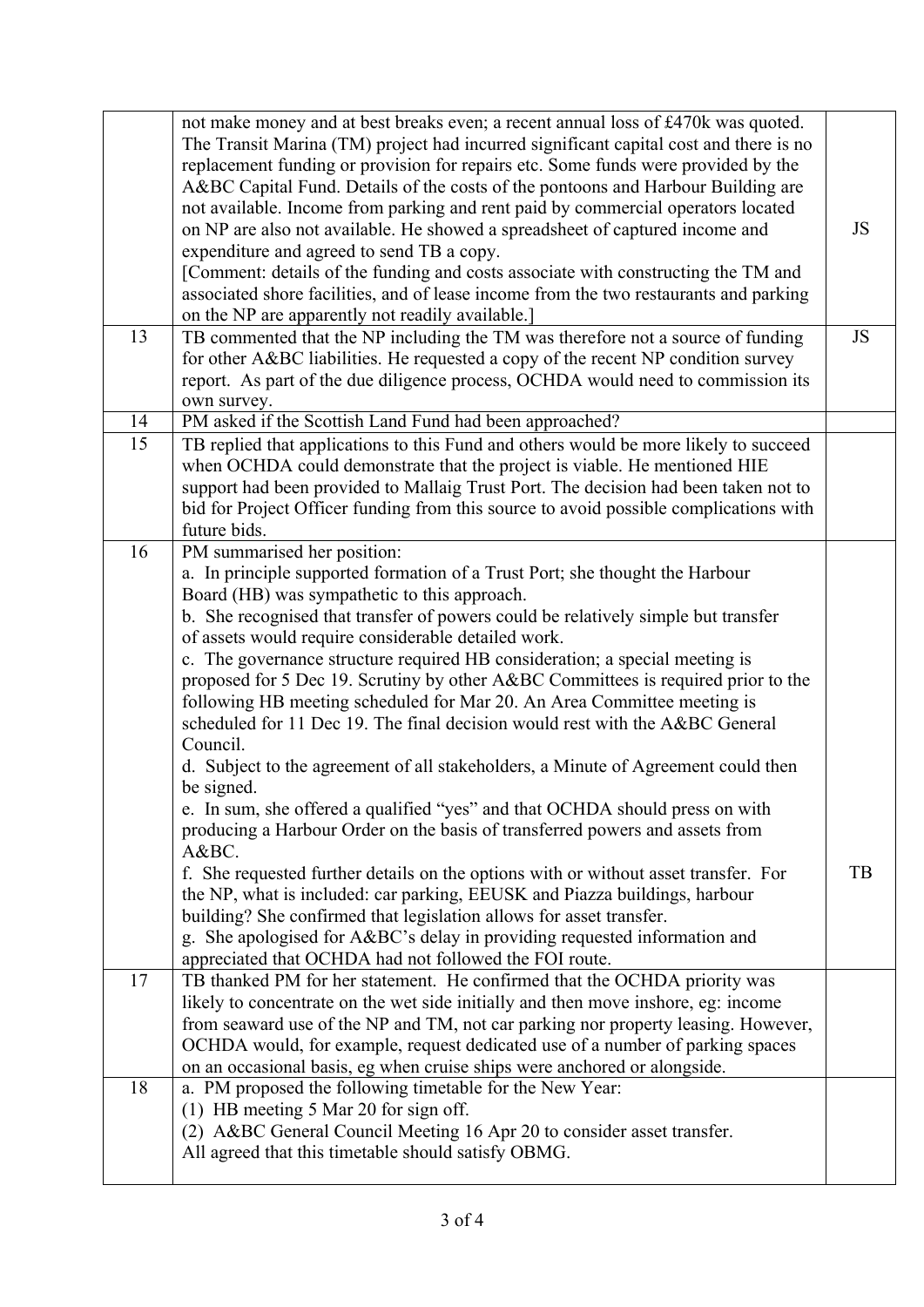| | | |
|---|---|---|
| | not make money and at best breaks even; a recent annual loss of £470k was quoted. The Transit Marina (TM) project had incurred significant capital cost and there is no replacement funding or provision for repairs etc. Some funds were provided by the A&BC Capital Fund. Details of the costs of the pontoons and Harbour Building are not available. Income from parking and rent paid by commercial operators located on NP are also not available. He showed a spreadsheet of captured income and expenditure and agreed to send TB a copy.<br>[Comment: details of the funding and costs associate with constructing the TM and associated shore facilities, and of lease income from the two restaurants and parking on the NP are apparently not readily available.] | JS |
| 13 | TB commented that the NP including the TM was therefore not a source of funding for other A&BC liabilities. He requested a copy of the recent NP condition survey report. As part of the due diligence process, OCHDA would need to commission its own survey. | JS |
| 14 | PM asked if the Scottish Land Fund had been approached? | |
| 15 | TB replied that applications to this Fund and others would be more likely to succeed when OCHDA could demonstrate that the project is viable. He mentioned HIE support had been provided to Mallaig Trust Port. The decision had been taken not to bid for Project Officer funding from this source to avoid possible complications with future bids. | |
| 16 | PM summarised her position:<br>a. In principle supported formation of a Trust Port; she thought the Harbour Board (HB) was sympathetic to this approach.<br>b. She recognised that transfer of powers could be relatively simple but transfer of assets would require considerable detailed work.<br>c. The governance structure required HB consideration; a special meeting is proposed for 5 Dec 19. Scrutiny by other A&BC Committees is required prior to the following HB meeting scheduled for Mar 20. An Area Committee meeting is scheduled for 11 Dec 19. The final decision would rest with the A&BC General Council.<br>d. Subject to the agreement of all stakeholders, a Minute of Agreement could then be signed.<br>e. In sum, she offered a qualified "yes" and that OCHDA should press on with producing a Harbour Order on the basis of transferred powers and assets from A&BC.<br>f. She requested further details on the options with or without asset transfer. For the NP, what is included: car parking, EEUSK and Piazza buildings, harbour building? She confirmed that legislation allows for asset transfer.<br>g. She apologised for A&BC's delay in providing requested information and appreciated that OCHDA had not followed the FOI route. | TB |
| 17 | TB thanked PM for her statement. He confirmed that the OCHDA priority was likely to concentrate on the wet side initially and then move inshore, eg: income from seaward use of the NP and TM, not car parking nor property leasing. However, OCHDA would, for example, request dedicated use of a number of parking spaces on an occasional basis, eg when cruise ships were anchored or alongside. | |
| 18 | a. PM proposed the following timetable for the New Year:<br>(1) HB meeting 5 Mar 20 for sign off.<br>(2) A&BC General Council Meeting 16 Apr 20 to consider asset transfer.<br>All agreed that this timetable should satisfy OBMG. | |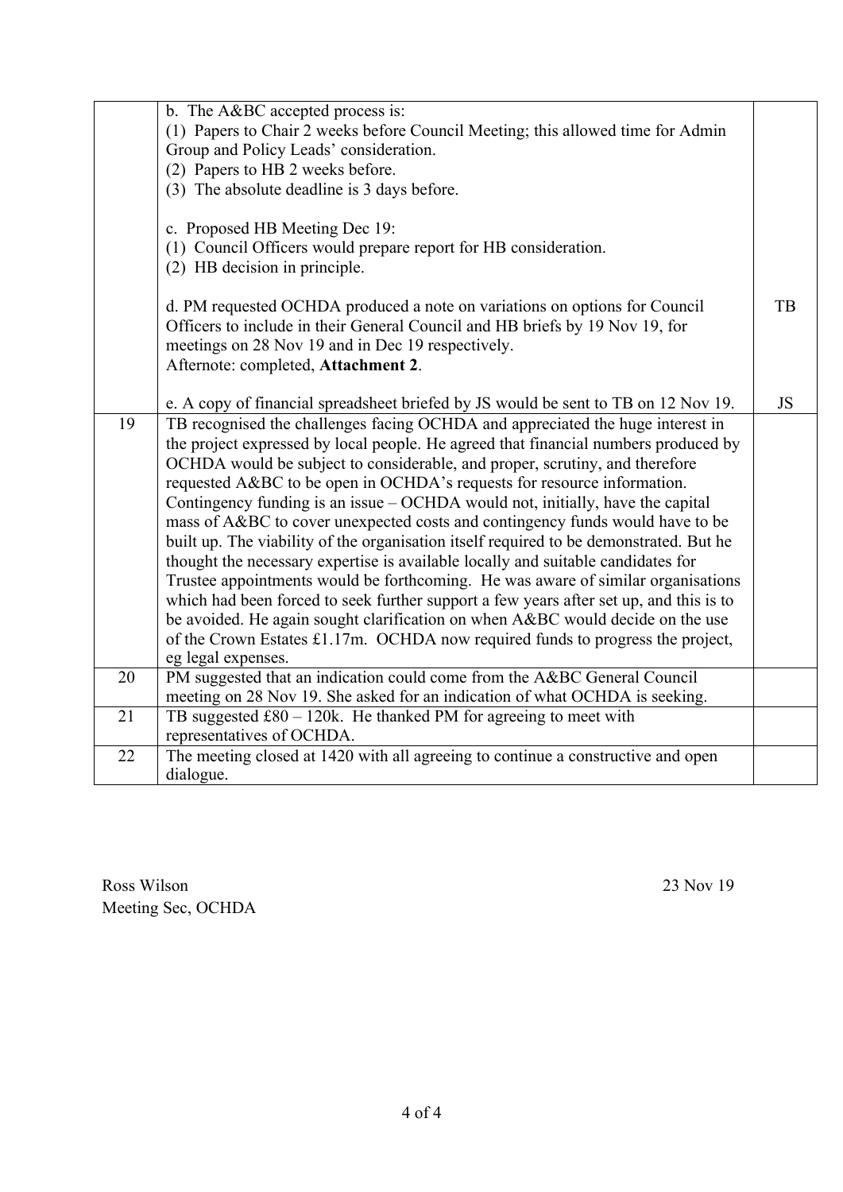| | | |
|---|---|---|
| | b. The A&BC accepted process is:<br>(1) Papers to Chair 2 weeks before Council Meeting; this allowed time for Admin Group and Policy Leads' consideration.<br>(2) Papers to HB 2 weeks before.<br>(3) The absolute deadline is 3 days before.<br><br>c. Proposed HB Meeting Dec 19:<br>(1) Council Officers would prepare report for HB consideration.<br>(2) HB decision in principle.<br><br>d. PM requested OCHDA produced a note on variations on options for Council Officers to include in their General Council and HB briefs by 19 Nov 19, for meetings on 28 Nov 19 and in Dec 19 respectively.<br>Afternote: completed, **Attachment 2**.<br><br>e. A copy of financial spreadsheet briefed by JS would be sent to TB on 12 Nov 19. | TB<br><br><br><br><br>JS |
| 19 | TB recognised the challenges facing OCHDA and appreciated the huge interest in the project expressed by local people. He agreed that financial numbers produced by OCHDA would be subject to considerable, and proper, scrutiny, and therefore requested A&BC to be open in OCHDA's requests for resource information. Contingency funding is an issue – OCHDA would not, initially, have the capital mass of A&BC to cover unexpected costs and contingency funds would have to be built up. The viability of the organisation itself required to be demonstrated. But he thought the necessary expertise is available locally and suitable candidates for Trustee appointments would be forthcoming. He was aware of similar organisations which had been forced to seek further support a few years after set up, and this is to be avoided. He again sought clarification on when A&BC would decide on the use of the Crown Estates £1.17m. OCHDA now required funds to progress the project, eg legal expenses. | |
| 20 | PM suggested that an indication could come from the A&BC General Council meeting on 28 Nov 19. She asked for an indication of what OCHDA is seeking. | |
| 21 | TB suggested £80 – 120k. He thanked PM for agreeing to meet with representatives of OCHDA. | |
| 22 | The meeting closed at 1420 with all agreeing to continue a constructive and open dialogue. | |

Ross Wilson
Meeting Sec, OCHDA

23 Nov 19